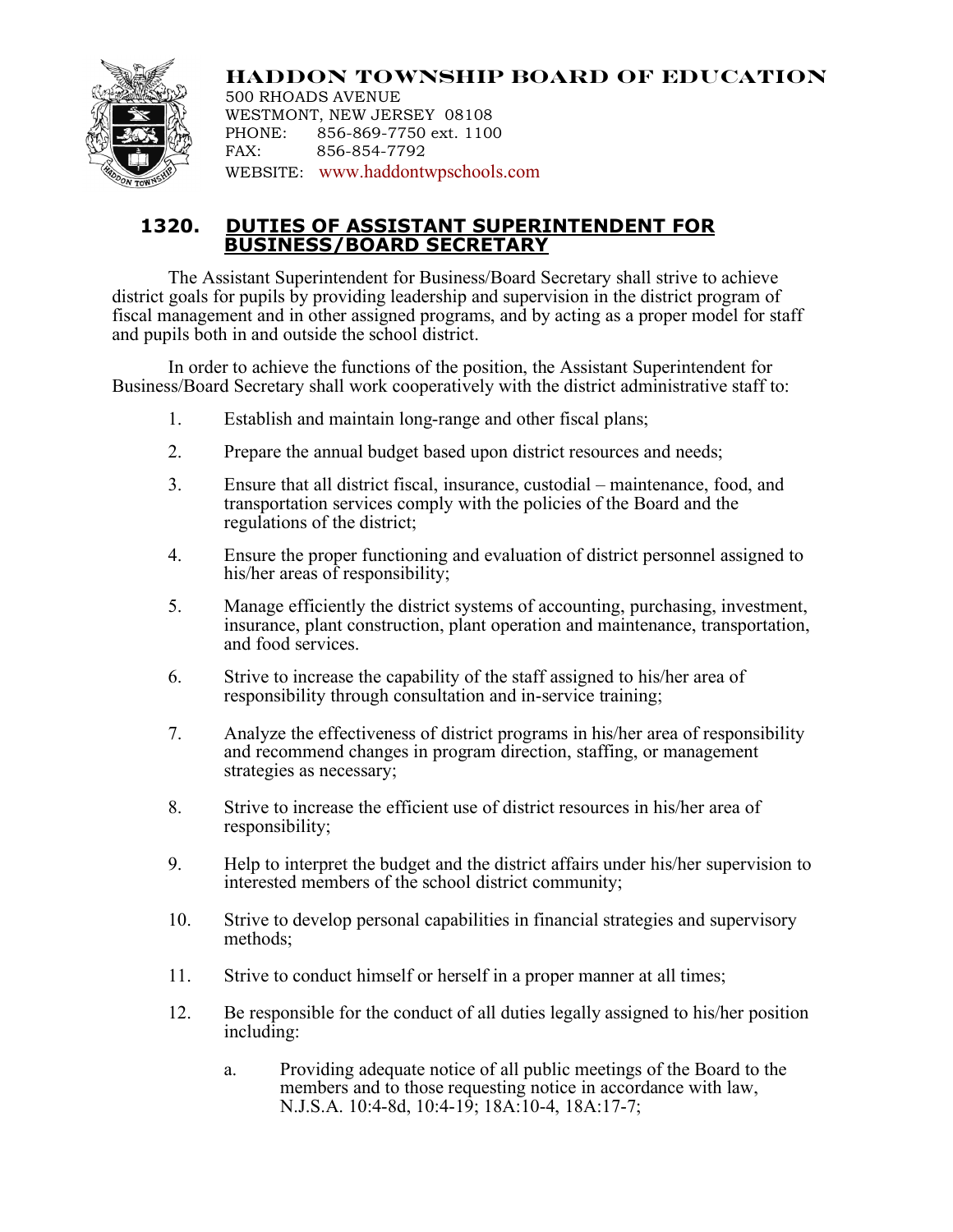**HADDON TOWNSHIP BOARD OF EDUCATION**
500 RHOADS AVENUE
WESTMONT, NEW JERSEY 08108
PHONE: 856-869-7750 ext. 1100
FAX: 856-854-7792
WEBSITE: www.haddontwpschools.com

## 1320. DUTIES OF ASSISTANT SUPERINTENDENT FOR BUSINESS/BOARD SECRETARY

The Assistant Superintendent for Business/Board Secretary shall strive to achieve district goals for pupils by providing leadership and supervision in the district program of fiscal management and in other assigned programs, and by acting as a proper model for staff and pupils both in and outside the school district.

In order to achieve the functions of the position, the Assistant Superintendent for Business/Board Secretary shall work cooperatively with the district administrative staff to:

1. Establish and maintain long-range and other fiscal plans;
2. Prepare the annual budget based upon district resources and needs;
3. Ensure that all district fiscal, insurance, custodial – maintenance, food, and transportation services comply with the policies of the Board and the regulations of the district;
4. Ensure the proper functioning and evaluation of district personnel assigned to his/her areas of responsibility;
5. Manage efficiently the district systems of accounting, purchasing, investment, insurance, plant construction, plant operation and maintenance, transportation, and food services.
6. Strive to increase the capability of the staff assigned to his/her area of responsibility through consultation and in-service training;
7. Analyze the effectiveness of district programs in his/her area of responsibility and recommend changes in program direction, staffing, or management strategies as necessary;
8. Strive to increase the efficient use of district resources in his/her area of responsibility;
9. Help to interpret the budget and the district affairs under his/her supervision to interested members of the school district community;
10. Strive to develop personal capabilities in financial strategies and supervisory methods;
11. Strive to conduct himself or herself in a proper manner at all times;
12. Be responsible for the conduct of all duties legally assigned to his/her position including:
    a. Providing adequate notice of all public meetings of the Board to the members and to those requesting notice in accordance with law, N.J.S.A. 10:4-8d, 10:4-19; 18A:10-4, 18A:17-7;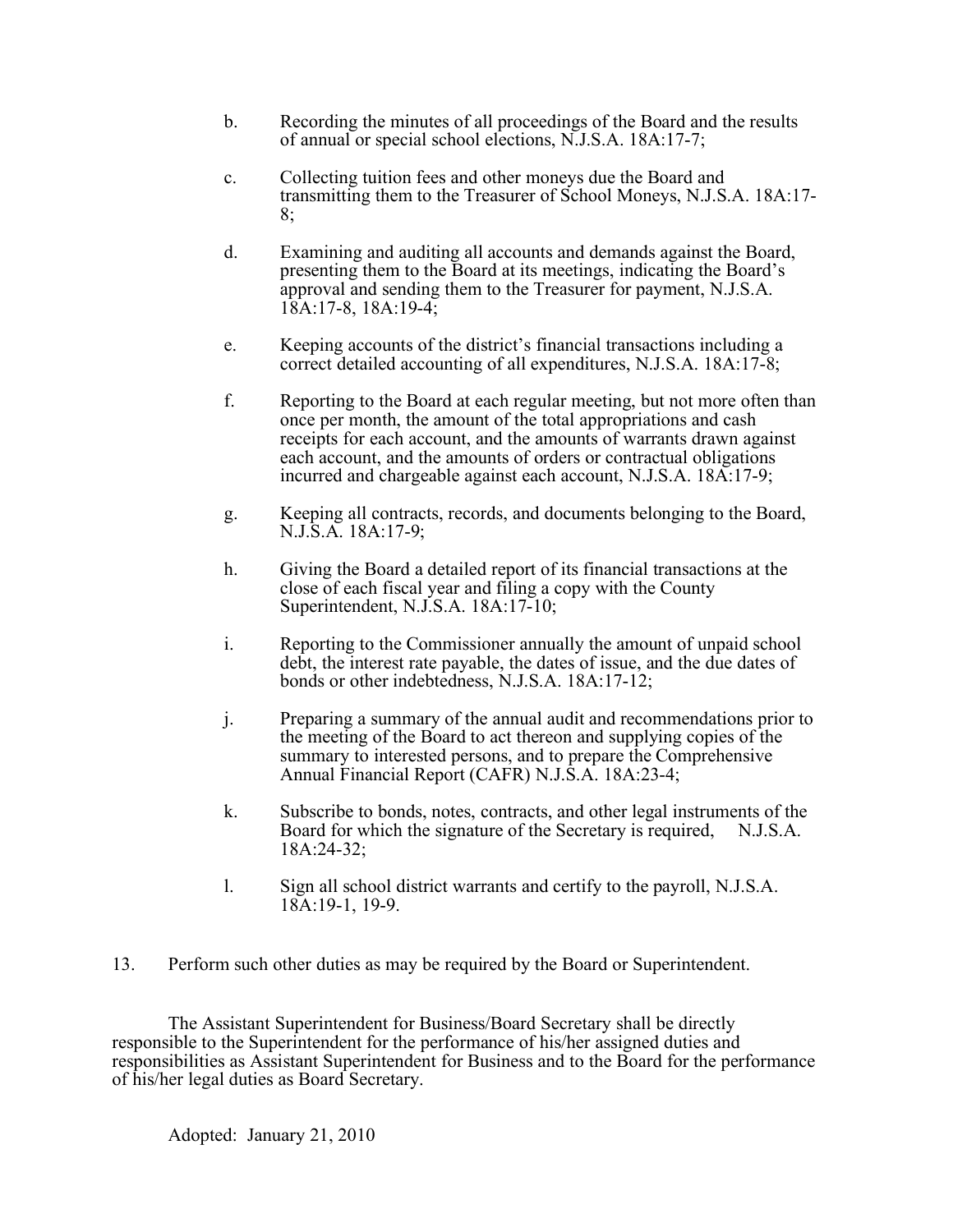b. Recording the minutes of all proceedings of the Board and the results of annual or special school elections, N.J.S.A. 18A:17-7;

c. Collecting tuition fees and other moneys due the Board and transmitting them to the Treasurer of School Moneys, N.J.S.A. 18A:17-8;

d. Examining and auditing all accounts and demands against the Board, presenting them to the Board at its meetings, indicating the Board's approval and sending them to the Treasurer for payment, N.J.S.A. 18A:17-8, 18A:19-4;

e. Keeping accounts of the district's financial transactions including a correct detailed accounting of all expenditures, N.J.S.A. 18A:17-8;

f. Reporting to the Board at each regular meeting, but not more often than once per month, the amount of the total appropriations and cash receipts for each account, and the amounts of warrants drawn against each account, and the amounts of orders or contractual obligations incurred and chargeable against each account, N.J.S.A. 18A:17-9;

g. Keeping all contracts, records, and documents belonging to the Board, N.J.S.A. 18A:17-9;

h. Giving the Board a detailed report of its financial transactions at the close of each fiscal year and filing a copy with the County Superintendent, N.J.S.A. 18A:17-10;

i. Reporting to the Commissioner annually the amount of unpaid school debt, the interest rate payable, the dates of issue, and the due dates of bonds or other indebtedness, N.J.S.A. 18A:17-12;

j. Preparing a summary of the annual audit and recommendations prior to the meeting of the Board to act thereon and supplying copies of the summary to interested persons, and to prepare the Comprehensive Annual Financial Report (CAFR) N.J.S.A. 18A:23-4;

k. Subscribe to bonds, notes, contracts, and other legal instruments of the Board for which the signature of the Secretary is required, N.J.S.A. 18A:24-32;

l. Sign all school district warrants and certify to the payroll, N.J.S.A. 18A:19-1, 19-9.

13. Perform such other duties as may be required by the Board or Superintendent.

The Assistant Superintendent for Business/Board Secretary shall be directly responsible to the Superintendent for the performance of his/her assigned duties and responsibilities as Assistant Superintendent for Business and to the Board for the performance of his/her legal duties as Board Secretary.

Adopted: January 21, 2010